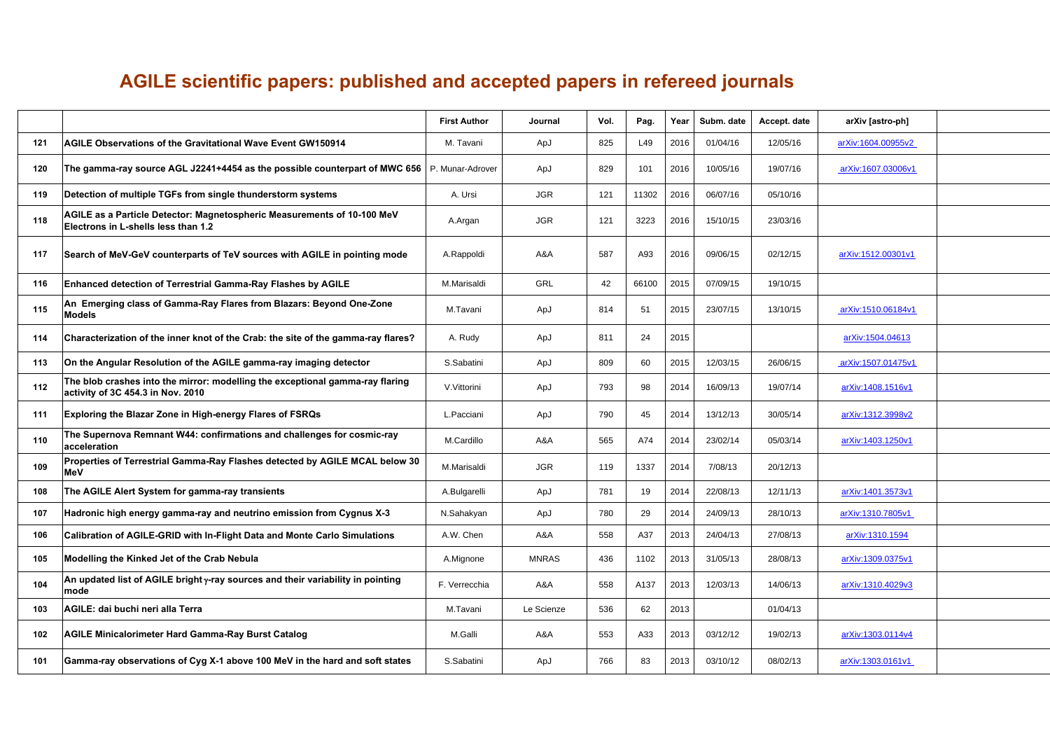# AGILE scientific papers: published and accepted papers in refereed journals

| | | First Author | Journal | Vol. | Pag. | Year | Subm. date | Accept. date | arXiv [astro-ph] | |
|---|---|---|---|---|---|---|---|---|---|---|
| 121 | AGILE Observations of the Gravitational Wave Event GW150914 | M. Tavani | ApJ | 825 | L49 | 2016 | 01/04/16 | 12/05/16 | arXiv:1604.00955v2 | |
| 120 | The gamma-ray source AGL J2241+4454 as the possible counterpart of MWC 656 | P. Munar-Adrover | ApJ | 829 | 101 | 2016 | 10/05/16 | 19/07/16 | arXiv:1607.03006v1 | |
| 119 | Detection of multiple TGFs from single thunderstorm systems | A. Ursi | JGR | 121 | 11302 | 2016 | 06/07/16 | 05/10/16 | | |
| 118 | AGILE as a Particle Detector: Magnetospheric Measurements of 10-100 MeV Electrons in L-shells less than 1.2 | A.Argan | JGR | 121 | 3223 | 2016 | 15/10/15 | 23/03/16 | | |
| 117 | Search of MeV-GeV counterparts of TeV sources with AGILE in pointing mode | A.Rappoldi | A&A | 587 | A93 | 2016 | 09/06/15 | 02/12/15 | arXiv:1512.00301v1 | |
| 116 | Enhanced detection of Terrestrial Gamma-Ray Flashes by AGILE | M.Marisaldi | GRL | 42 | 66100 | 2015 | 07/09/15 | 19/10/15 | | |
| 115 | An Emerging class of Gamma-Ray Flares from Blazars: Beyond One-Zone Models | M.Tavani | ApJ | 814 | 51 | 2015 | 23/07/15 | 13/10/15 | arXiv:1510.06184v1 | |
| 114 | Characterization of the inner knot of the Crab: the site of the gamma-ray flares? | A. Rudy | ApJ | 811 | 24 | 2015 | | | arXiv:1504.04613 | |
| 113 | On the Angular Resolution of the AGILE gamma-ray imaging detector | S.Sabatini | ApJ | 809 | 60 | 2015 | 12/03/15 | 26/06/15 | arXiv:1507.01475v1 | |
| 112 | The blob crashes into the mirror: modelling the exceptional gamma-ray flaring activity of 3C 454.3 in Nov. 2010 | V.Vittorini | ApJ | 793 | 98 | 2014 | 16/09/13 | 19/07/14 | arXiv:1408.1516v1 | |
| 111 | Exploring the Blazar Zone in High-energy Flares of FSRQs | L.Pacciani | ApJ | 790 | 45 | 2014 | 13/12/13 | 30/05/14 | arXiv:1312.3998v2 | |
| 110 | The Supernova Remnant W44: confirmations and challenges for cosmic-ray acceleration | M.Cardillo | A&A | 565 | A74 | 2014 | 23/02/14 | 05/03/14 | arXiv:1403.1250v1 | |
| 109 | Properties of Terrestrial Gamma-Ray Flashes detected by AGILE MCAL below 30 MeV | M.Marisaldi | JGR | 119 | 1337 | 2014 | 7/08/13 | 20/12/13 | | |
| 108 | The AGILE Alert System for gamma-ray transients | A.Bulgarelli | ApJ | 781 | 19 | 2014 | 22/08/13 | 12/11/13 | arXiv:1401.3573v1 | |
| 107 | Hadronic high energy gamma-ray and neutrino emission from Cygnus X-3 | N.Sahakyan | ApJ | 780 | 29 | 2014 | 24/09/13 | 28/10/13 | arXiv:1310.7805v1 | |
| 106 | Calibration of AGILE-GRID with In-Flight Data and Monte Carlo Simulations | A.W. Chen | A&A | 558 | A37 | 2013 | 24/04/13 | 27/08/13 | arXiv:1310.1594 | |
| 105 | Modelling the Kinked Jet of the Crab Nebula | A.Mignone | MNRAS | 436 | 1102 | 2013 | 31/05/13 | 28/08/13 | arXiv:1309.0375v1 | |
| 104 | An updated list of AGILE bright $\gamma$-ray sources and their variability in pointing mode | F. Verrecchia | A&A | 558 | A137 | 2013 | 12/03/13 | 14/06/13 | arXiv:1310.4029v3 | |
| 103 | AGILE: dai buchi neri alla Terra | M.Tavani | Le Scienze | 536 | 62 | 2013 | | 01/04/13 | | |
| 102 | AGILE Minicalorimeter Hard Gamma-Ray Burst Catalog | M.Galli | A&A | 553 | A33 | 2013 | 03/12/12 | 19/02/13 | arXiv:1303.0114v4 | |
| 101 | Gamma-ray observations of Cyg X-1 above 100 MeV in the hard and soft states | S.Sabatini | ApJ | 766 | 83 | 2013 | 03/10/12 | 08/02/13 | arXiv:1303.0161v1 | |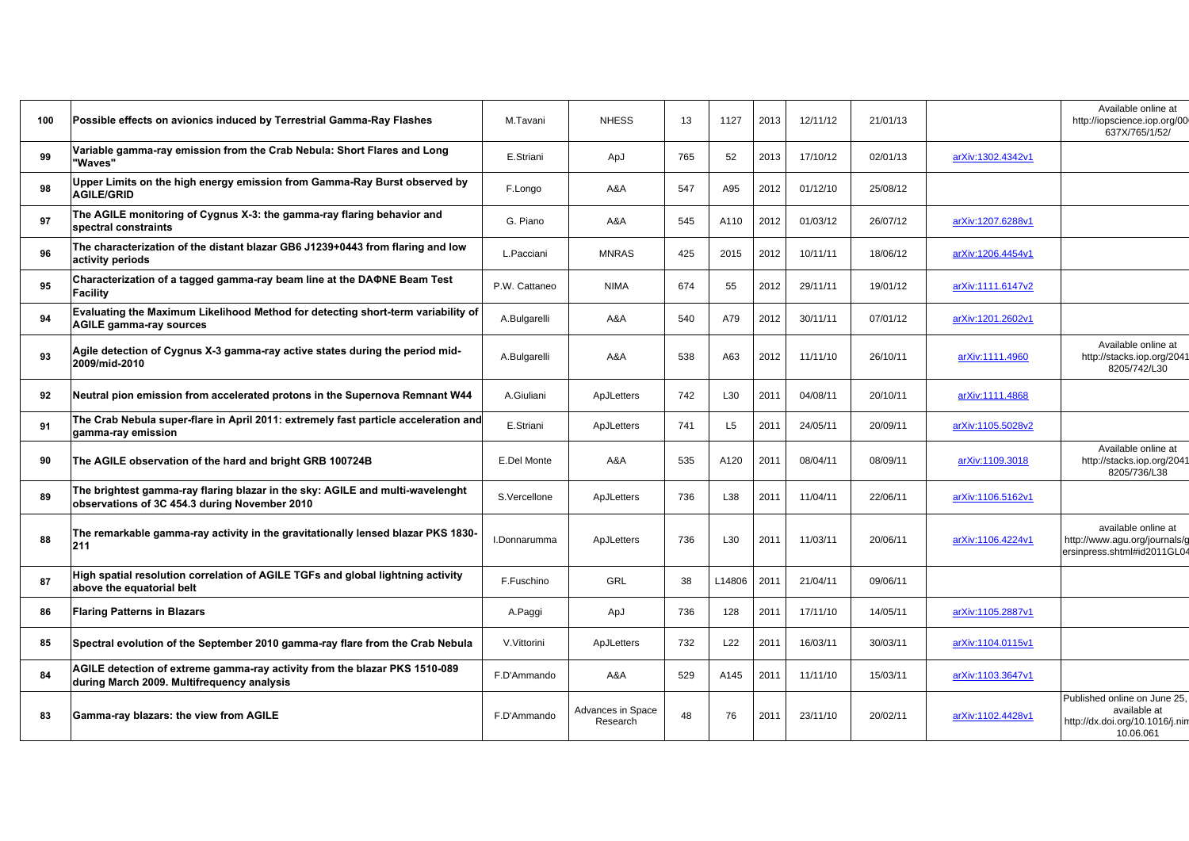| 100 | Possible effects on avionics induced by Terrestrial Gamma-Ray Flashes | M.Tavani | NHESS | 13 | 1127 | 2013 | 12/11/12 | 21/01/13 | | Available online at http://iopscience.iop.org/00 637X/765/1/52/ |
|---|---|---|---|---|---|---|---|---|---|---|
| 99 | Variable gamma-ray emission from the Crab Nebula: Short Flares and Long "Waves" | E.Striani | ApJ | 765 | 52 | 2013 | 17/10/12 | 02/01/13 | arXiv:1302.4342v1 | |
| 98 | Upper Limits on the high energy emission from Gamma-Ray Burst observed by AGILE/GRID | F.Longo | A&A | 547 | A95 | 2012 | 01/12/10 | 25/08/12 | | |
| 97 | The AGILE monitoring of Cygnus X-3: the gamma-ray flaring behavior and spectral constraints | G. Piano | A&A | 545 | A110 | 2012 | 01/03/12 | 26/07/12 | arXiv:1207.6288v1 | |
| 96 | The characterization of the distant blazar GB6 J1239+0443 from flaring and low activity periods | L.Pacciani | MNRAS | 425 | 2015 | 2012 | 10/11/11 | 18/06/12 | arXiv:1206.4454v1 | |
| 95 | Characterization of a tagged gamma-ray beam line at the DAΦNE Beam Test Facility | P.W. Cattaneo | NIMA | 674 | 55 | 2012 | 29/11/11 | 19/01/12 | arXiv:1111.6147v2 | |
| 94 | Evaluating the Maximum Likelihood Method for detecting short-term variability of AGILE gamma-ray sources | A.Bulgarelli | A&A | 540 | A79 | 2012 | 30/11/11 | 07/01/12 | arXiv:1201.2602v1 | |
| 93 | Agile detection of Cygnus X-3 gamma-ray active states during the period mid-2009/mid-2010 | A.Bulgarelli | A&A | 538 | A63 | 2012 | 11/11/10 | 26/10/11 | arXiv:1111.4960 | Available online at http://stacks.iop.org/2041 8205/742/L30 |
| 92 | Neutral pion emission from accelerated protons in the Supernova Remnant W44 | A.Giuliani | ApJLetters | 742 | L30 | 2011 | 04/08/11 | 20/10/11 | arXiv:1111.4868 | |
| 91 | The Crab Nebula super-flare in April 2011: extremely fast particle acceleration and gamma-ray emission | E.Striani | ApJLetters | 741 | L5 | 2011 | 24/05/11 | 20/09/11 | arXiv:1105.5028v2 | |
| 90 | The AGILE observation of the hard and bright GRB 100724B | E.Del Monte | A&A | 535 | A120 | 2011 | 08/04/11 | 08/09/11 | arXiv:1109.3018 | Available online at http://stacks.iop.org/2041 8205/736/L38 |
| 89 | The brightest gamma-ray flaring blazar in the sky: AGILE and multi-wavelenght observations of 3C 454.3 during November 2010 | S.Vercellone | ApJLetters | 736 | L38 | 2011 | 11/04/11 | 22/06/11 | arXiv:1106.5162v1 | |
| 88 | The remarkable gamma-ray activity in the gravitationally lensed blazar PKS 1830-211 | I.Donnarumma | ApJLetters | 736 | L30 | 2011 | 11/03/11 | 20/06/11 | arXiv:1106.4224v1 | available online at http://www.agu.org/journals/g ersinpress.shtml#id2011GL04 |
| 87 | High spatial resolution correlation of AGILE TGFs and global lightning activity above the equatorial belt | F.Fuschino | GRL | 38 | L14806 | 2011 | 21/04/11 | 09/06/11 | | |
| 86 | Flaring Patterns in Blazars | A.Paggi | ApJ | 736 | 128 | 2011 | 17/11/10 | 14/05/11 | arXiv:1105.2887v1 | |
| 85 | Spectral evolution of the September 2010 gamma-ray flare from the Crab Nebula | V.Vittorini | ApJLetters | 732 | L22 | 2011 | 16/03/11 | 30/03/11 | arXiv:1104.0115v1 | |
| 84 | AGILE detection of extreme gamma-ray activity from the blazar PKS 1510-089 during March 2009. Multifrequency analysis | F.D'Ammando | A&A | 529 | A145 | 2011 | 11/11/10 | 15/03/11 | arXiv:1103.3647v1 | |
| 83 | Gamma-ray blazars: the view from AGILE | F.D'Ammando | Advances in Space Research | 48 | 76 | 2011 | 23/11/10 | 20/02/11 | arXiv:1102.4428v1 | Published online on June 25, available at http://dx.doi.org/10.1016/j.nin 10.06.061 |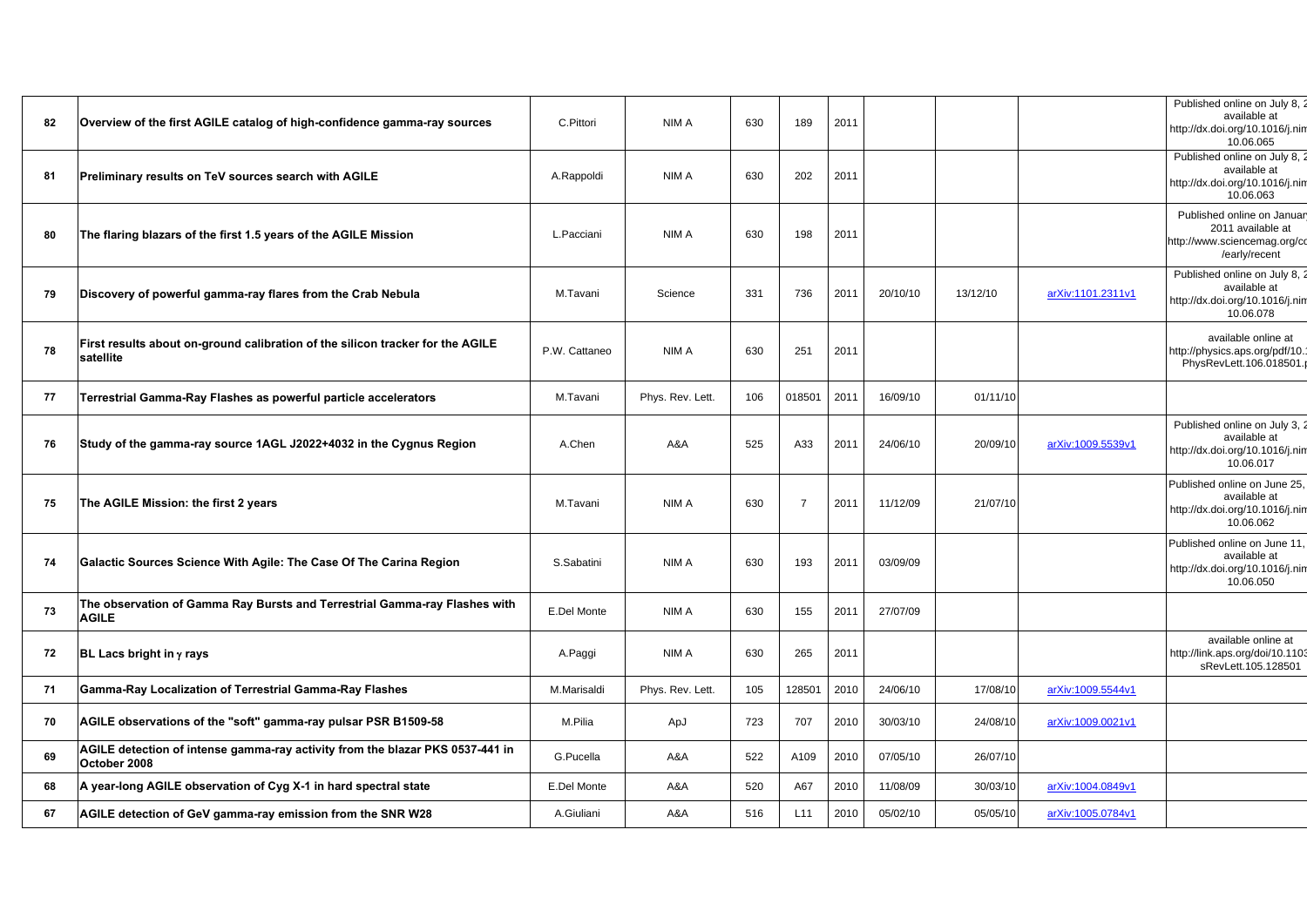| | | | | | | | | | | |
|---|---|---|---|---|---|---|---|---|---|---|
| 82 | **Overview of the first AGILE catalog of high-confidence gamma-ray sources** | C.Pittori | NIM A | 630 | 189 | 2011 | | | | Published online on July 8, 2 available at http://dx.doi.org/10.1016/j.nim 10.06.065 |
| 81 | **Preliminary results on TeV sources search with AGILE** | A.Rappoldi | NIM A | 630 | 202 | 2011 | | | | Published online on July 8, 2 available at http://dx.doi.org/10.1016/j.nim 10.06.063 |
| 80 | **The flaring blazars of the first 1.5 years of the AGILE Mission** | L.Pacciani | NIM A | 630 | 198 | 2011 | | | | Published online on Januar 2011 available at http://www.sciencemag.org/cc /early/recent |
| 79 | **Discovery of powerful gamma-ray flares from the Crab Nebula** | M.Tavani | Science | 331 | 736 | 2011 | 20/10/10 | 13/12/10 | arXiv:1101.2311v1 | Published online on July 8, 2 available at http://dx.doi.org/10.1016/j.nim 10.06.078 |
| 78 | **First results about on-ground calibration of the silicon tracker for the AGILE satellite** | P.W. Cattaneo | NIM A | 630 | 251 | 2011 | | | | available online at http://physics.aps.org/pdf/10.1 PhysRevLett.106.018501.p |
| 77 | **Terrestrial Gamma-Ray Flashes as powerful particle accelerators** | M.Tavani | Phys. Rev. Lett. | 106 | 018501 | 2011 | 16/09/10 | 01/11/10 | | |
| 76 | **Study of the gamma-ray source 1AGL J2022+4032 in the Cygnus Region** | A.Chen | A&A | 525 | A33 | 2011 | 24/06/10 | 20/09/10 | arXiv:1009.5539v1 | Published online on July 3, 2 available at http://dx.doi.org/10.1016/j.nim 10.06.017 |
| 75 | **The AGILE Mission: the first 2 years** | M.Tavani | NIM A | 630 | 7 | 2011 | 11/12/09 | 21/07/10 | | Published online on June 25, available at http://dx.doi.org/10.1016/j.nim 10.06.062 |
| 74 | **Galactic Sources Science With Agile: The Case Of The Carina Region** | S.Sabatini | NIM A | 630 | 193 | 2011 | 03/09/09 | | | Published online on June 11, available at http://dx.doi.org/10.1016/j.nim 10.06.050 |
| 73 | **The observation of Gamma Ray Bursts and Terrestrial Gamma-ray Flashes with AGILE** | E.Del Monte | NIM A | 630 | 155 | 2011 | 27/07/09 | | | |
| 72 | **BL Lacs bright in $\gamma$ rays** | A.Paggi | NIM A | 630 | 265 | 2011 | | | | available online at http://link.aps.org/doi/10.1103 sRevLett.105.128501 |
| 71 | **Gamma-Ray Localization of Terrestrial Gamma-Ray Flashes** | M.Marisaldi | Phys. Rev. Lett. | 105 | 128501 | 2010 | 24/06/10 | 17/08/10 | arXiv:1009.5544v1 | |
| 70 | **AGILE observations of the "soft" gamma-ray pulsar PSR B1509-58** | M.Pilia | ApJ | 723 | 707 | 2010 | 30/03/10 | 24/08/10 | arXiv:1009.0021v1 | |
| 69 | **AGILE detection of intense gamma-ray activity from the blazar PKS 0537-441 in October 2008** | G.Pucella | A&A | 522 | A109 | 2010 | 07/05/10 | 26/07/10 | | |
| 68 | **A year-long AGILE observation of Cyg X-1 in hard spectral state** | E.Del Monte | A&A | 520 | A67 | 2010 | 11/08/09 | 30/03/10 | arXiv:1004.0849v1 | |
| 67 | **AGILE detection of GeV gamma-ray emission from the SNR W28** | A.Giuliani | A&A | 516 | L11 | 2010 | 05/02/10 | 05/05/10 | arXiv:1005.0784v1 | |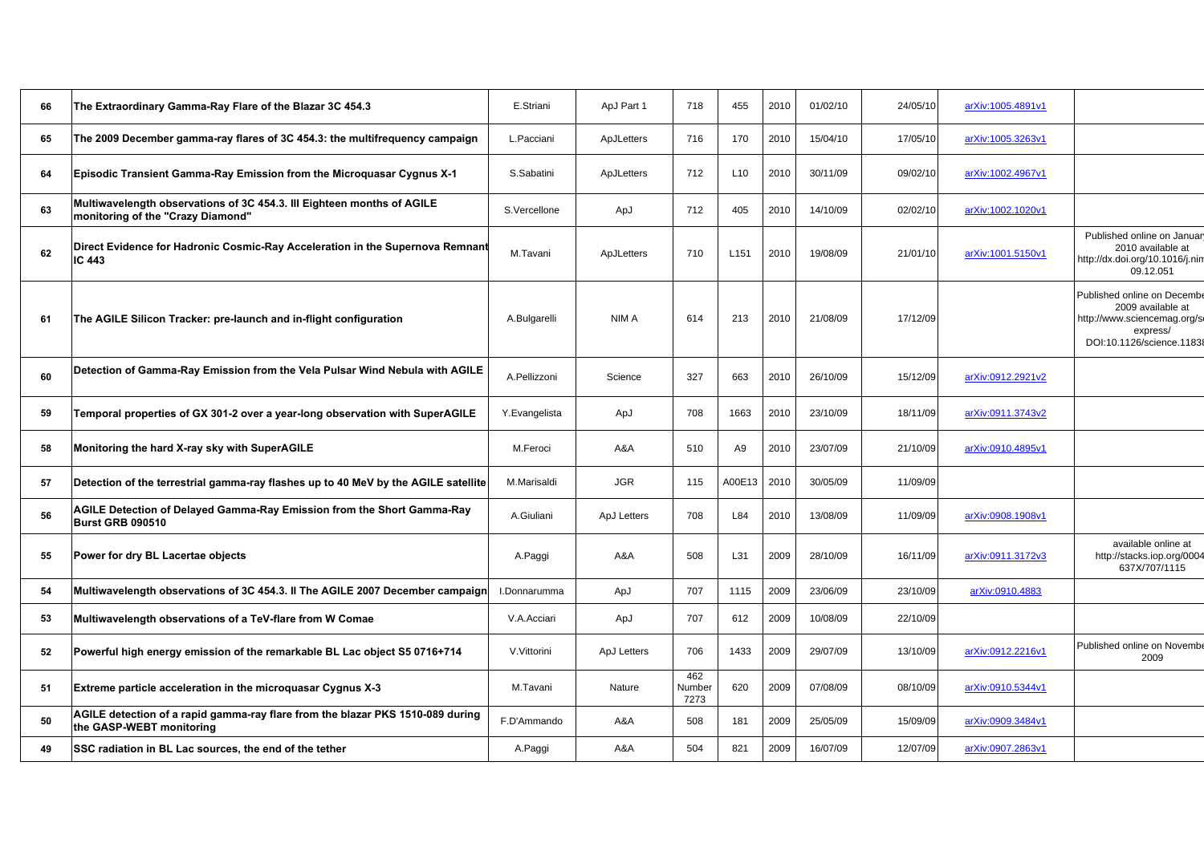| | | | | | | | | | | |
|---|---|---|---|---|---|---|---|---|---|---|
| 66 | **The Extraordinary Gamma-Ray Flare of the Blazar 3C 454.3** | E.Striani | ApJ Part 1 | 718 | 455 | 2010 | 01/02/10 | 24/05/10 | arXiv:1005.4891v1 | |
| 65 | **The 2009 December gamma-ray flares of 3C 454.3: the multifrequency campaign** | L.Pacciani | ApJLetters | 716 | 170 | 2010 | 15/04/10 | 17/05/10 | arXiv:1005.3263v1 | |
| 64 | **Episodic Transient Gamma-Ray Emission from the Microquasar Cygnus X-1** | S.Sabatini | ApJLetters | 712 | L10 | 2010 | 30/11/09 | 09/02/10 | arXiv:1002.4967v1 | |
| 63 | **Multiwavelength observations of 3C 454.3. III Eighteen months of AGILE monitoring of the "Crazy Diamond"** | S.Vercellone | ApJ | 712 | 405 | 2010 | 14/10/09 | 02/02/10 | arXiv:1002.1020v1 | |
| 62 | **Direct Evidence for Hadronic Cosmic-Ray Acceleration in the Supernova Remnant IC 443** | M.Tavani | ApJLetters | 710 | L151 | 2010 | 19/08/09 | 21/01/10 | arXiv:1001.5150v1 | Published online on Januar 2010 available at http://dx.doi.org/10.1016/j.nim 09.12.051 |
| 61 | **The AGILE Silicon Tracker: pre-launch and in-flight configuration** | A.Bulgarelli | NIM A | 614 | 213 | 2010 | 21/08/09 | 17/12/09 | | Published online on Decembe 2009 available at http://www.sciencemag.org/s express/ DOI:10.1126/science.1183 |
| 60 | **Detection of Gamma-Ray Emission from the Vela Pulsar Wind Nebula with AGILE** | A.Pellizzoni | Science | 327 | 663 | 2010 | 26/10/09 | 15/12/09 | arXiv:0912.2921v2 | |
| 59 | **Temporal properties of GX 301-2 over a year-long observation with SuperAGILE** | Y.Evangelista | ApJ | 708 | 1663 | 2010 | 23/10/09 | 18/11/09 | arXiv:0911.3743v2 | |
| 58 | **Monitoring the hard X-ray sky with SuperAGILE** | M.Feroci | A&A | 510 | A9 | 2010 | 23/07/09 | 21/10/09 | arXiv:0910.4895v1 | |
| 57 | **Detection of the terrestrial gamma-ray flashes up to 40 MeV by the AGILE satellite** | M.Marisaldi | JGR | 115 | A00E13 | 2010 | 30/05/09 | 11/09/09 | | |
| 56 | **AGILE Detection of Delayed Gamma-Ray Emission from the Short Gamma-Ray Burst GRB 090510** | A.Giuliani | ApJ Letters | 708 | L84 | 2010 | 13/08/09 | 11/09/09 | arXiv:0908.1908v1 | |
| 55 | **Power for dry BL Lacertae objects** | A.Paggi | A&A | 508 | L31 | 2009 | 28/10/09 | 16/11/09 | arXiv:0911.3172v3 | available online at http://stacks.iop.org/0004 637X/707/1115 |
| 54 | **Multiwavelength observations of 3C 454.3. II The AGILE 2007 December campaign** | I.Donnarumma | ApJ | 707 | 1115 | 2009 | 23/06/09 | 23/10/09 | arXiv:0910.4883 | |
| 53 | **Multiwavelength observations of a TeV-flare from W Comae** | V.A.Acciari | ApJ | 707 | 612 | 2009 | 10/08/09 | 22/10/09 | | |
| 52 | **Powerful high energy emission of the remarkable BL Lac object S5 0716+714** | V.Vittorini | ApJ Letters | 706 | 1433 | 2009 | 29/07/09 | 13/10/09 | arXiv:0912.2216v1 | Published online on Novembe 2009 |
| 51 | **Extreme particle acceleration in the microquasar Cygnus X-3** | M.Tavani | Nature | 462 Number 7273 | 620 | 2009 | 07/08/09 | 08/10/09 | arXiv:0910.5344v1 | |
| 50 | **AGILE detection of a rapid gamma-ray flare from the blazar PKS 1510-089 during the GASP-WEBT monitoring** | F.D'Ammando | A&A | 508 | 181 | 2009 | 25/05/09 | 15/09/09 | arXiv:0909.3484v1 | |
| 49 | **SSC radiation in BL Lac sources, the end of the tether** | A.Paggi | A&A | 504 | 821 | 2009 | 16/07/09 | 12/07/09 | arXiv:0907.2863v1 | |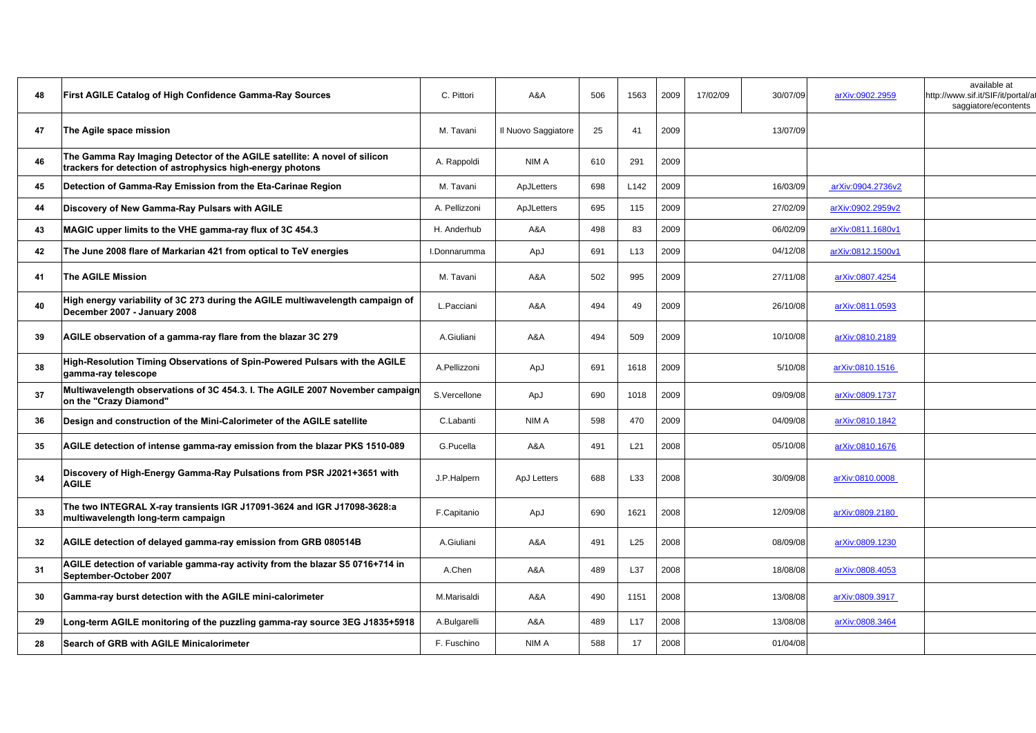| 48 | First AGILE Catalog of High Confidence Gamma-Ray Sources | C. Pittori | A&A | 506 | 1563 | 2009 | 17/02/09 | 30/07/09 | arXiv:0902.2959 | available at http://www.sif.it/SIF/it/portal/at saggiatore/econtents |
|---|---|---|---|---|---|---|---|---|---|---|
| 47 | The Agile space mission | M. Tavani | Il Nuovo Saggiatore | 25 | 41 | 2009 | | 13/07/09 | | |
| 46 | The Gamma Ray Imaging Detector of the AGILE satellite: A novel of silicon trackers for detection of astrophysics high-energy photons | A. Rappoldi | NIM A | 610 | 291 | 2009 | | | | |
| 45 | Detection of Gamma-Ray Emission from the Eta-Carinae Region | M. Tavani | ApJLetters | 698 | L142 | 2009 | | 16/03/09 | arXiv:0904.2736v2 | |
| 44 | Discovery of New Gamma-Ray Pulsars with AGILE | A. Pellizzoni | ApJLetters | 695 | 115 | 2009 | | 27/02/09 | arXiv:0902.2959v2 | |
| 43 | MAGIC upper limits to the VHE gamma-ray flux of 3C 454.3 | H. Anderhub | A&A | 498 | 83 | 2009 | | 06/02/09 | arXiv:0811.1680v1 | |
| 42 | The June 2008 flare of Markarian 421 from optical to TeV energies | I.Donnarumma | ApJ | 691 | L13 | 2009 | | 04/12/08 | arXiv:0812.1500v1 | |
| 41 | The AGILE Mission | M. Tavani | A&A | 502 | 995 | 2009 | | 27/11/08 | arXiv:0807.4254 | |
| 40 | High energy variability of 3C 273 during the AGILE multiwavelength campaign of December 2007 - January 2008 | L.Pacciani | A&A | 494 | 49 | 2009 | | 26/10/08 | arXiv:0811.0593 | |
| 39 | AGILE observation of a gamma-ray flare from the blazar 3C 279 | A.Giuliani | A&A | 494 | 509 | 2009 | | 10/10/08 | arXiv:0810.2189 | |
| 38 | High-Resolution Timing Observations of Spin-Powered Pulsars with the AGILE gamma-ray telescope | A.Pellizzoni | ApJ | 691 | 1618 | 2009 | | 5/10/08 | arXiv:0810.1516 | |
| 37 | Multiwavelength observations of 3C 454.3. I. The AGILE 2007 November campaign on the "Crazy Diamond" | S.Vercellone | ApJ | 690 | 1018 | 2009 | | 09/09/08 | arXiv:0809.1737 | |
| 36 | Design and construction of the Mini-Calorimeter of the AGILE satellite | C.Labanti | NIM A | 598 | 470 | 2009 | | 04/09/08 | arXiv:0810.1842 | |
| 35 | AGILE detection of intense gamma-ray emission from the blazar PKS 1510-089 | G.Pucella | A&A | 491 | L21 | 2008 | | 05/10/08 | arXiv:0810.1676 | |
| 34 | Discovery of High-Energy Gamma-Ray Pulsations from PSR J2021+3651 with AGILE | J.P.Halpern | ApJ Letters | 688 | L33 | 2008 | | 30/09/08 | arXiv:0810.0008 | |
| 33 | The two INTEGRAL X-ray transients IGR J17091-3624 and IGR J17098-3628:a multiwavelength long-term campaign | F.Capitanio | ApJ | 690 | 1621 | 2008 | | 12/09/08 | arXiv:0809.2180 | |
| 32 | AGILE detection of delayed gamma-ray emission from GRB 080514B | A.Giuliani | A&A | 491 | L25 | 2008 | | 08/09/08 | arXiv:0809.1230 | |
| 31 | AGILE detection of variable gamma-ray activity from the blazar S5 0716+714 in September-October 2007 | A.Chen | A&A | 489 | L37 | 2008 | | 18/08/08 | arXiv:0808.4053 | |
| 30 | Gamma-ray burst detection with the AGILE mini-calorimeter | M.Marisaldi | A&A | 490 | 1151 | 2008 | | 13/08/08 | arXiv:0809.3917 | |
| 29 | Long-term AGILE monitoring of the puzzling gamma-ray source 3EG J1835+5918 | A.Bulgarelli | A&A | 489 | L17 | 2008 | | 13/08/08 | arXiv:0808.3464 | |
| 28 | Search of GRB with AGILE Minicalorimeter | F. Fuschino | NIM A | 588 | 17 | 2008 | | 01/04/08 | | |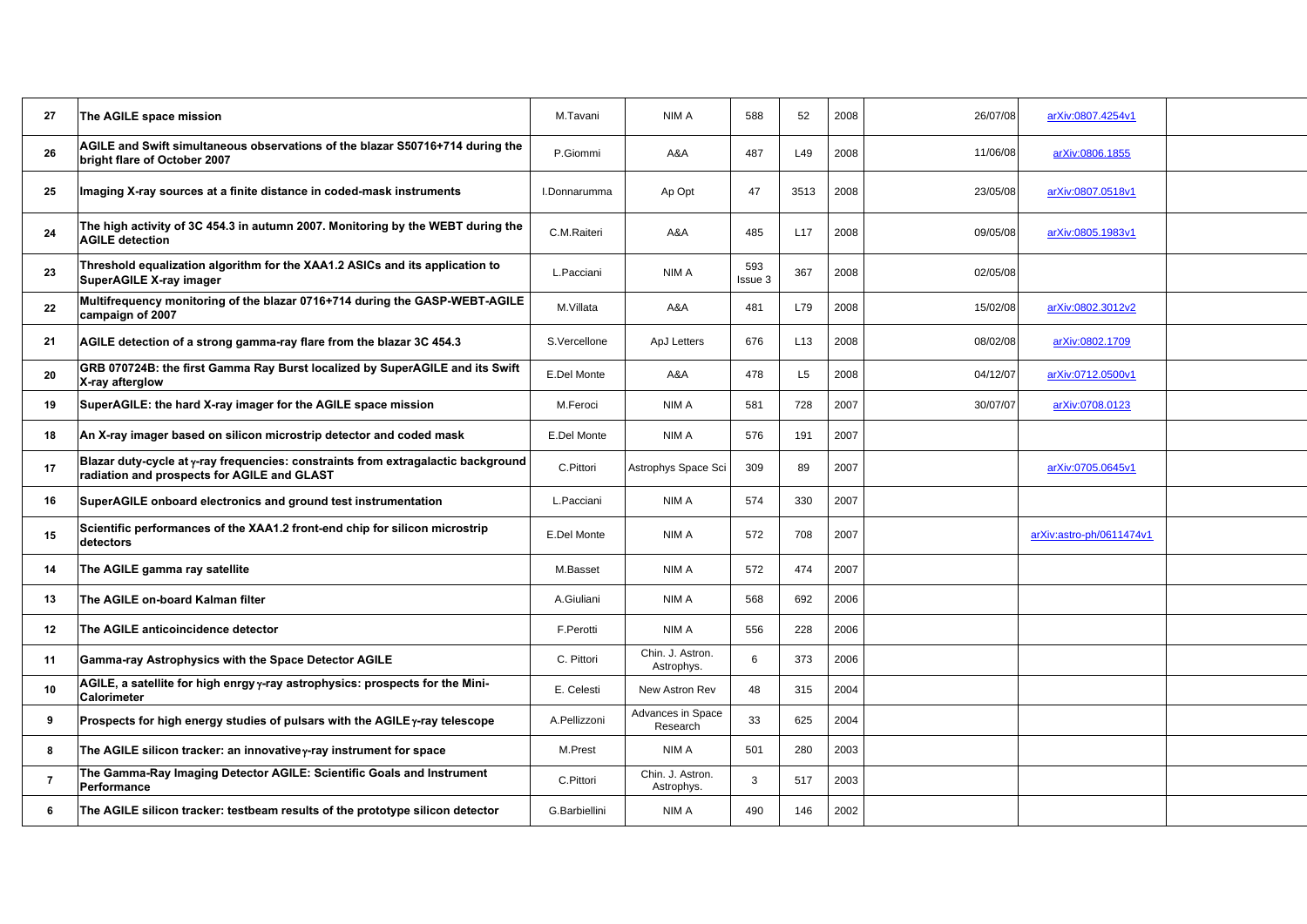| 27 | The AGILE space mission | M.Tavani | NIM A | 588 | 52 | 2008 | 26/07/08 | arXiv:0807.4254v1 | |
|---|---|---|---|---|---|---|---|---|---|
| 26 | AGILE and Swift simultaneous observations of the blazar S50716+714 during the bright flare of October 2007 | P.Giommi | A&A | 487 | L49 | 2008 | 11/06/08 | arXiv:0806.1855 | |
| 25 | Imaging X-ray sources at a finite distance in coded-mask instruments | I.Donnarumma | Ap Opt | 47 | 3513 | 2008 | 23/05/08 | arXiv:0807.0518v1 | |
| 24 | The high activity of 3C 454.3 in autumn 2007. Monitoring by the WEBT during the AGILE detection | C.M.Raiteri | A&A | 485 | L17 | 2008 | 09/05/08 | arXiv:0805.1983v1 | |
| 23 | Threshold equalization algorithm for the XAA1.2 ASICs and its application to SuperAGILE X-ray imager | L.Pacciani | NIM A | 593 Issue 3 | 367 | 2008 | 02/05/08 | | |
| 22 | Multifrequency monitoring of the blazar 0716+714 during the GASP-WEBT-AGILE campaign of 2007 | M.Villata | A&A | 481 | L79 | 2008 | 15/02/08 | arXiv:0802.3012v2 | |
| 21 | AGILE detection of a strong gamma-ray flare from the blazar 3C 454.3 | S.Vercellone | ApJ Letters | 676 | L13 | 2008 | 08/02/08 | arXiv:0802.1709 | |
| 20 | GRB 070724B: the first Gamma Ray Burst localized by SuperAGILE and its Swift X-ray afterglow | E.Del Monte | A&A | 478 | L5 | 2008 | 04/12/07 | arXiv:0712.0500v1 | |
| 19 | SuperAGILE: the hard X-ray imager for the AGILE space mission | M.Feroci | NIM A | 581 | 728 | 2007 | 30/07/07 | arXiv:0708.0123 | |
| 18 | An X-ray imager based on silicon microstrip detector and coded mask | E.Del Monte | NIM A | 576 | 191 | 2007 | | | |
| 17 | Blazar duty-cycle at γ-ray frequencies: constraints from extragalactic background radiation and prospects for AGILE and GLAST | C.Pittori | Astrophys Space Sci | 309 | 89 | 2007 | | arXiv:0705.0645v1 | |
| 16 | SuperAGILE onboard electronics and ground test instrumentation | L.Pacciani | NIM A | 574 | 330 | 2007 | | | |
| 15 | Scientific performances of the XAA1.2 front-end chip for silicon microstrip detectors | E.Del Monte | NIM A | 572 | 708 | 2007 | | arXiv:astro-ph/0611474v1 | |
| 14 | The AGILE gamma ray satellite | M.Basset | NIM A | 572 | 474 | 2007 | | | |
| 13 | The AGILE on-board Kalman filter | A.Giuliani | NIM A | 568 | 692 | 2006 | | | |
| 12 | The AGILE anticoincidence detector | F.Perotti | NIM A | 556 | 228 | 2006 | | | |
| 11 | Gamma-ray Astrophysics with the Space Detector AGILE | C. Pittori | Chin. J. Astron. Astrophys. | 6 | 373 | 2006 | | | |
| 10 | AGILE, a satellite for high enrgy γ-ray astrophysics: prospects for the Mini-Calorimeter | E. Celesti | New Astron Rev | 48 | 315 | 2004 | | | |
| 9 | Prospects for high energy studies of pulsars with the AGILE γ-ray telescope | A.Pellizzoni | Advances in Space Research | 33 | 625 | 2004 | | | |
| 8 | The AGILE silicon tracker: an innovative γ-ray instrument for space | M.Prest | NIM A | 501 | 280 | 2003 | | | |
| 7 | The Gamma-Ray Imaging Detector AGILE: Scientific Goals and Instrument Performance | C.Pittori | Chin. J. Astron. Astrophys. | 3 | 517 | 2003 | | | |
| 6 | The AGILE silicon tracker: testbeam results of the prototype silicon detector | G.Barbiellini | NIM A | 490 | 146 | 2002 | | | |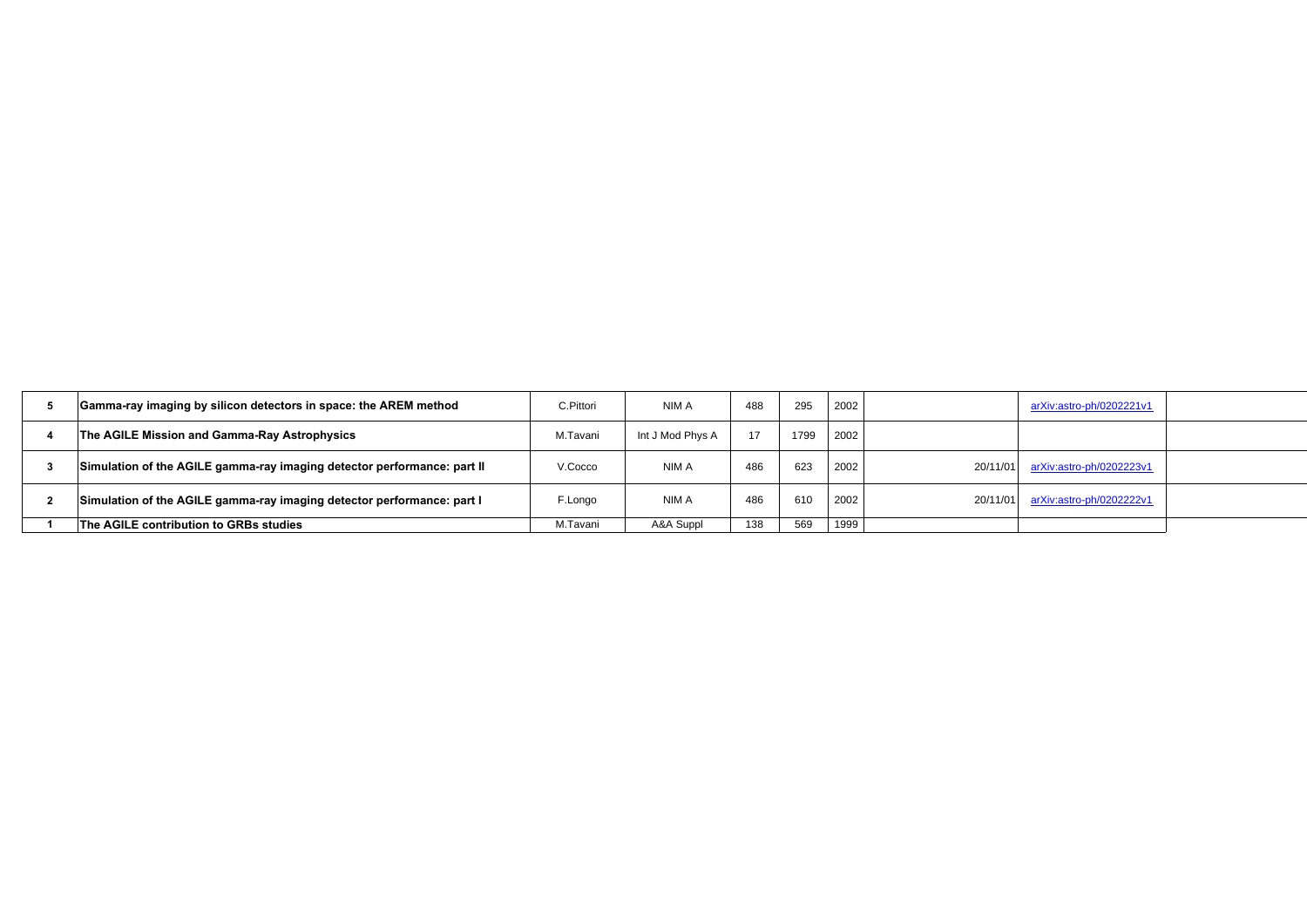| | | | | | | | | | |
|---|---|---|---|---|---|---|---|---|---|
| **5** | **Gamma-ray imaging by silicon detectors in space: the AREM method** | C.Pittori | NIM A | 488 | 295 | 2002 | | arXiv:astro-ph/0202221v1 | |
| **4** | **The AGILE Mission and Gamma-Ray Astrophysics** | M.Tavani | Int J Mod Phys A | 17 | 1799 | 2002 | | | |
| **3** | **Simulation of the AGILE gamma-ray imaging detector performance: part II** | V.Cocco | NIM A | 486 | 623 | 2002 | 20/11/01 | arXiv:astro-ph/0202223v1 | |
| **2** | **Simulation of the AGILE gamma-ray imaging detector performance: part I** | F.Longo | NIM A | 486 | 610 | 2002 | 20/11/01 | arXiv:astro-ph/0202222v1 | |
| **1** | **The AGILE contribution to GRBs studies** | M.Tavani | A&A Suppl | 138 | 569 | 1999 | | | |